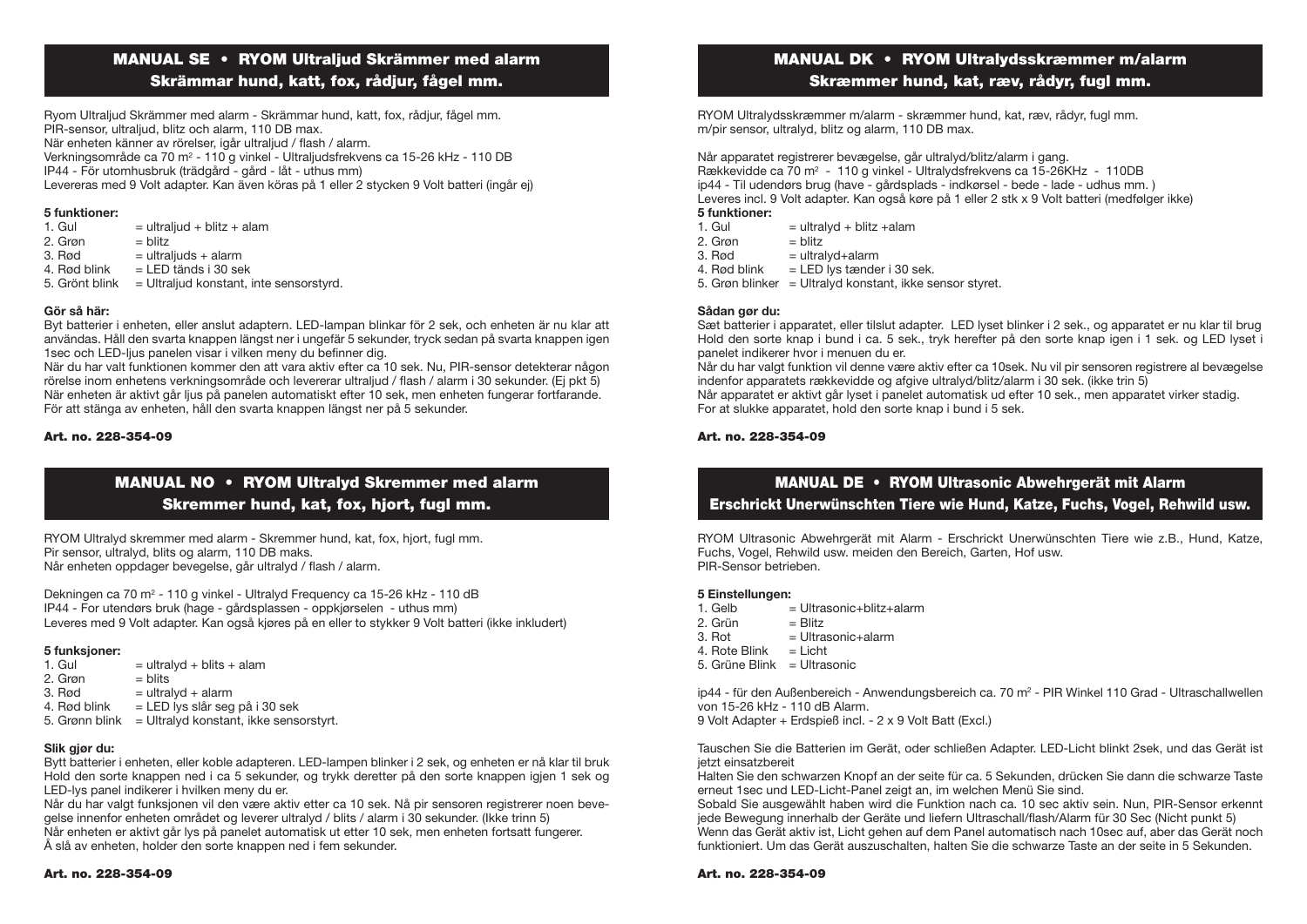## MANUAL SE • RYOM Ultraljud Skrämmer med alarm
## Skrämmar hund, katt, fox, rådjur, fågel mm.

Ryom Ultraljud Skrämmer med alarm - Skrämmar hund, katt, fox, rådjur, fågel mm.
PIR-sensor, ultraljud, blitz och alarm, 110 DB max.
När enheten känner av rörelser, igår ultraljud / flash / alarm.
Verkningsområde ca 70 m² - 110 g vinkel - Ultraljudsfrekvens ca 15-26 kHz - 110 DB
IP44 - För utomhusbruk (trädgård - gård - låt - uthus mm)
Levereras med 9 Volt adapter. Kan även köras på 1 eller 2 stycken 9 Volt batteri (ingår ej)

**5 funktioner:**

1. Gul = ultraljud + blitz + alam
2. Grøn = blitz
3. Rød = ultraljuds + alarm
4. Rød blink = LED tänds i 30 sek
5. Grönt blink = Ultraljud konstant, inte sensorstyrd.

**Gör så här:**
Byt batterier i enheten, eller anslut adaptern. LED-lampan blinkar för 2 sek, och enheten är nu klar att användas. Håll den svarta knappen längst ner i ungefär 5 sekunder, tryck sedan på svarta knappen igen 1sec och LED-ljus panelen visar i vilken meny du befinner dig.
När du har valt funktionen kommer den att vara aktiv efter ca 10 sek. Nu, PIR-sensor detekterar någon rörelse inom enhetens verkningsområde och levererar ultraljud / flash / alarm i 30 sekunder. (Ej pkt 5)
När enheten är aktivt går ljus på panelen automatiskt efter 10 sek, men enheten fungerar fortfarande.
För att stänga av enheten, håll den svarta knappen längst ner på 5 sekunder.

**Art. no. 228-354-09**

## MANUAL NO • RYOM Ultralyd Skremmer med alarm
## Skremmer hund, kat, fox, hjort, fugl mm.

RYOM Ultralyd skremmer med alarm - Skremmer hund, kat, fox, hjort, fugl mm.
Pir sensor, ultralyd, blits og alarm, 110 DB maks.
Når enheten oppdager bevegelse, går ultralyd / flash / alarm.

Dekningen ca 70 m² - 110 g vinkel - Ultralyd Frequency ca 15-26 kHz - 110 dB
IP44 - For utendørs bruk (hage - gårdsplassen - oppkjørselen - uthus mm)
Leveres med 9 Volt adapter. Kan også kjøres på en eller to stykker 9 Volt batteri (ikke inkludert)

**5 funksjoner:**

1. Gul = ultralyd + blits + alam
2. Grøn = blits
3. Rød = ultralyd + alarm
4. Rød blink = LED lys slår seg på i 30 sek
5. Grønn blink = Ultralyd konstant, ikke sensorstyrt.

**Slik gjør du:**
Bytt batterier i enheten, eller koble adapteren. LED-lampen blinker i 2 sek, og enheten er nå klar til bruk Hold den sorte knappen ned i ca 5 sekunder, og trykk deretter på den sorte knappen igjen 1 sek og LED-lys panel indikerer i hvilken meny du er.
Når du har valgt funksjonen vil den være aktiv etter ca 10 sek. Nå pir sensoren registrerer noen bevegelse innenfor enheten området og leverer ultralyd / blits / alarm i 30 sekunder. (Ikke trinn 5)
Når enheten er aktivt går lys på panelet automatisk ut etter 10 sek, men enheten fortsatt fungerer.
Å slå av enheten, holder den sorte knappen ned i fem sekunder.

**Art. no. 228-354-09**

## MANUAL DK • RYOM Ultralydsskræmmer m/alarm
## Skræmmer hund, kat, ræv, rådyr, fugl mm.

RYOM Ultralydsskræmmer m/alarm - skræmmer hund, kat, ræv, rådyr, fugl mm.
m/pir sensor, ultralyd, blitz og alarm, 110 DB max.

Når apparatet registrerer bevægelse, går ultralyd/blitz/alarm i gang.
Rækkevidde ca 70 m² - 110 g vinkel - Ultralydsfrekvens ca 15-26KHz - 110DB
ip44 - Til udendørs brug (have - gårdsplads - indkørsel - bede - lade - udhus mm. )
Leveres incl. 9 Volt adapter. Kan også køre på 1 eller 2 stk x 9 Volt batteri (medfølger ikke)

**5 funktioner:**

1. Gul = ultralyd + blitz +alam
2. Grøn = blitz
3. Rød = ultralyd+alarm
4. Rød blink = LED lys tænder i 30 sek.
5. Grøn blinker = Ultralyd konstant, ikke sensor styret.

**Sådan gør du:**
Sæt batterier i apparatet, eller tilslut adapter. LED lyset blinker i 2 sek., og apparatet er nu klar til brug Hold den sorte knap i bund i ca. 5 sek., tryk herefter på den sorte knap igen i 1 sek. og LED lyset i panelet indikerer hvor i menuen du er.
Når du har valgt funktion vil denne være aktiv efter ca 10sek. Nu vil pir sensoren registrere al bevægelse indenfor apparatets rækkevidde og afgive ultralyd/blitz/alarm i 30 sek. (ikke trin 5)
Når apparatet er aktivt går lyset i panelet automatisk ud efter 10 sek., men apparatet virker stadig.
For at slukke apparatet, hold den sorte knap i bund i 5 sek.

**Art. no. 228-354-09**

## MANUAL DE • RYOM Ultrasonic Abwehrgerät mit Alarm
## Erschrickt Unerwünschten Tiere wie Hund, Katze, Fuchs, Vogel, Rehwild usw.

RYOM Ultrasonic Abwehrgerät mit Alarm - Erschrickt Unerwünschten Tiere wie z.B., Hund, Katze, Fuchs, Vogel, Rehwild usw. meiden den Bereich, Garten, Hof usw.
PIR-Sensor betrieben.

**5 Einstellungen:**

1. Gelb = Ultrasonic+blitz+alarm
2. Grün = Blitz
3. Rot = Ultrasonic+alarm
4. Rote Blink = Licht
5. Grüne Blink = Ultrasonic

ip44 - für den Außenbereich - Anwendungsbereich ca. 70 m² - PIR Winkel 110 Grad - Ultraschallwellen von 15-26 kHz - 110 dB Alarm.
9 Volt Adapter + Erdspieß incl. - 2 x 9 Volt Batt (Excl.)

Tauschen Sie die Batterien im Gerät, oder schließen Adapter. LED-Licht blinkt 2sek, und das Gerät ist jetzt einsatzbereit
Halten Sie den schwarzen Knopf an der seite für ca. 5 Sekunden, drücken Sie dann die schwarze Taste erneut 1sec und LED-Licht-Panel zeigt an, in welchem Menü Sie sind.
Sobald Sie ausgewählt haben wird die Funktion nach ca. 10 sec aktiv sein. Nun, PIR-Sensor erkennt jede Bewegung innerhalb der Geräte und liefern Ultraschall/flash/Alarm für 30 Sec (Nicht punkt 5)
Wenn das Gerät aktiv ist, Licht gehen auf dem Panel automatisch nach 10sec auf, aber das Gerät noch funktioniert. Um das Gerät auszuschalten, halten Sie die schwarze Taste an der seite in 5 Sekunden.

**Art. no. 228-354-09**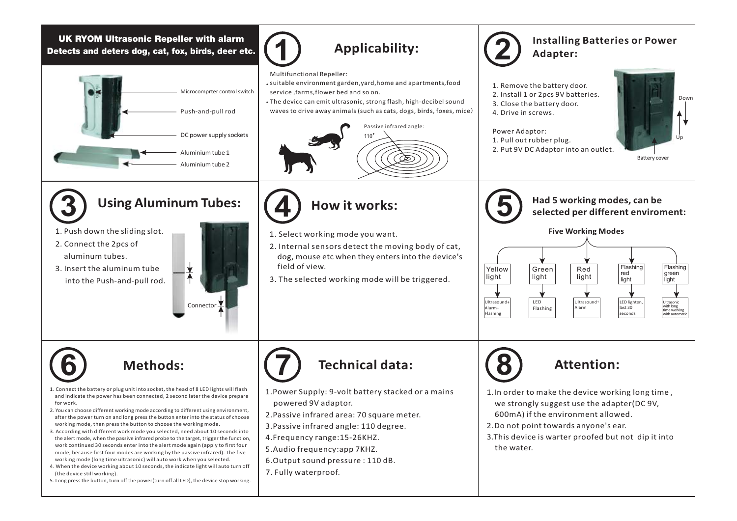# UK RYOM Ultrasonic Repeller with alarm
**Detects and deters dog, cat, fox, birds, deer etc.**

Microcomprter control switch

Push-and-pull rod

DC power supply sockets

Aluminium tube 1

Aluminium tube 2

## 1 Applicability:

Multifunctional Repeller:

- suitable environment garden,yard,home and apartments,food service ,farms,flower bed and so on.
- The device can emit ultrasonic, strong flash, high-decibel sound waves to drive away animals (such as cats, dogs, birds, foxes, mice)

Passive infrared angle:
110°

## 2 Installing Batteries or Power Adapter:

1. Remove the battery door.
2. Install 1 or 2pcs 9V batteries.
3. Close the battery door.
4. Drive in screws.

Power Adaptor:

1. Pull out rubber plug.
2. Put 9V DC Adaptor into an outlet.

Down

Up

Battery cover

## 3 Using Aluminum Tubes:

1. Push down the sliding slot.
2. Connect the 2pcs of aluminum tubes.
3. Insert the aluminum tube into the Push-and-pull rod.

Connector

## 4 How it works:

1. Select working mode you want.
2. Internal sensors detect the moving body of cat, dog, mouse etc when they enters into the device's field of view.
3. The selected working mode will be triggered.

## 5 Had 5 working modes, can be selected per different enviroment:

**Five Working Modes**

Yellow light → Ultrasound+ Alarm+ Flashing

Green light → LED Flashing

Red light → Ultrasound+ Alarm

Flashing red light → LED lighten, last 30 seconds

Flashing green light → Ultrasonic with long time working with automatic

## 6 Methods:

1. Connect the battery or plug unit into socket, the head of 8 LED lights will flash and indicate the power has been connected, 2 second later the device prepare for work.
2. You can choose different working mode according to different using environment, after the power turn on and long press the button enter into the status of choose working mode, then press the button to choose the working mode.
3. According with different work mode you selected, need about 10 seconds into the alert mode, when the passive infrared probe to the target, trigger the function, work continued 30 seconds enter into the alert mode again (apply to first four mode, because first four modes are working by the passive infrared). The five working mode (long time ultrasonic) will auto work when you selected.
4. When the device working about 10 seconds, the indicate light will auto turn off (the device still working).
5. Long press the button, turn off the power(turn off all LED), the device stop working.

## 7 Technical data:

1. Power Supply: 9-volt battery stacked or a mains powered 9V adaptor.
2. Passive infrared area: 70 square meter.
3. Passive infrared angle: 110 degree.
4. Frequency range:15-26KHZ.
5. Audio frequency:app 7KHZ.
6. Output sound pressure : 110 dB.
7. Fully waterproof.

## 8 Attention:

1. In order to make the device working long time , we strongly suggest use the adapter(DC 9V, 600mA) if the environment allowed.
2. Do not point towards anyone's ear.
3. This device is warter proofed but not dip it into the water.